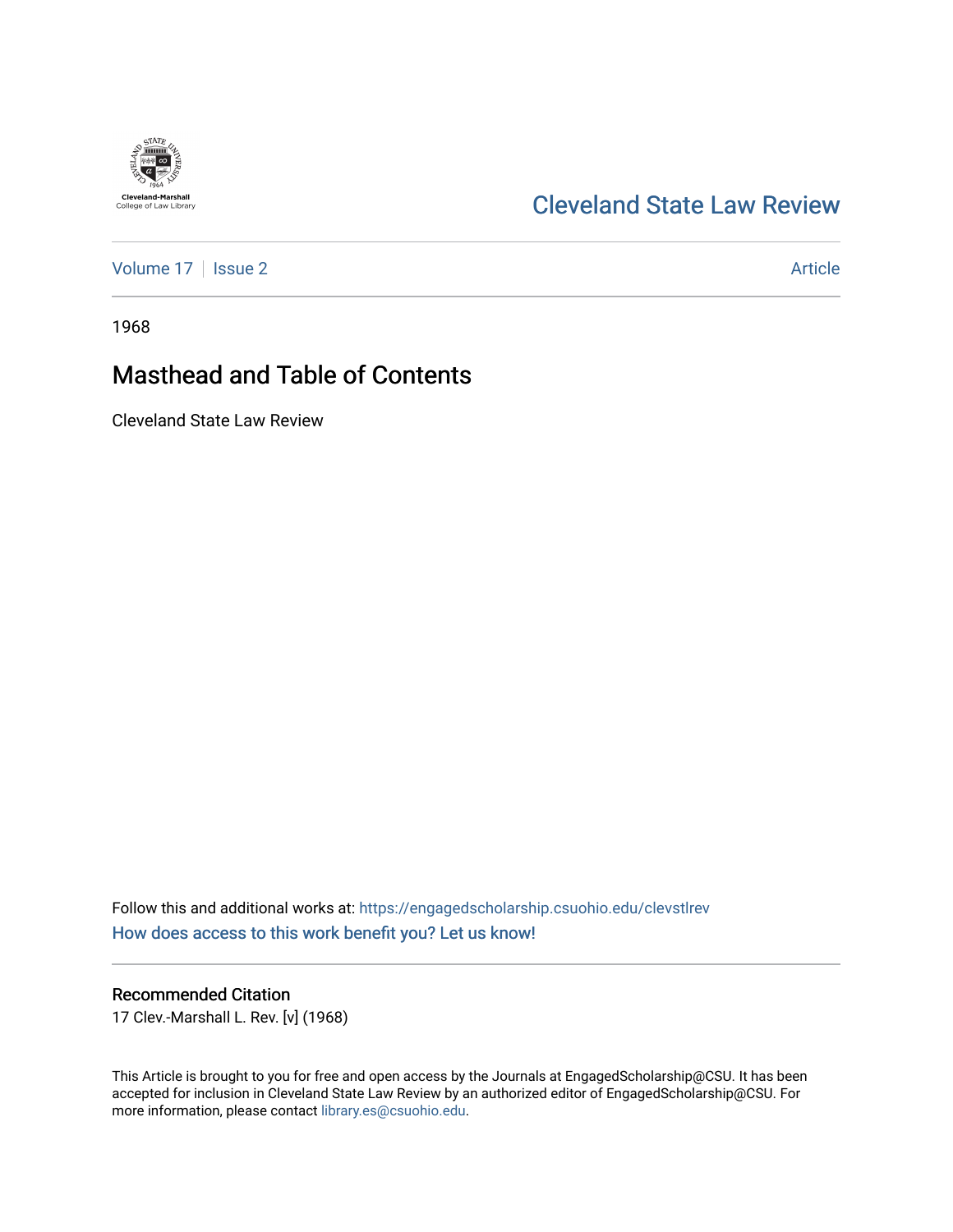Cleveland-Marshall College of Law Library

# Cleveland State Law Review

Volume 17 | Issue 2 | Article

1968

## Masthead and Table of Contents

Cleveland State Law Review

Follow this and additional works at: https://engagedscholarship.csuohio.edu/clevstlrev

How does access to this work benefit you? Let us know!

### Recommended Citation

17 Clev.-Marshall L. Rev. [v] (1968)

This Article is brought to you for free and open access by the Journals at EngagedScholarship@CSU. It has been accepted for inclusion in Cleveland State Law Review by an authorized editor of EngagedScholarship@CSU. For more information, please contact library.es@csuohio.edu.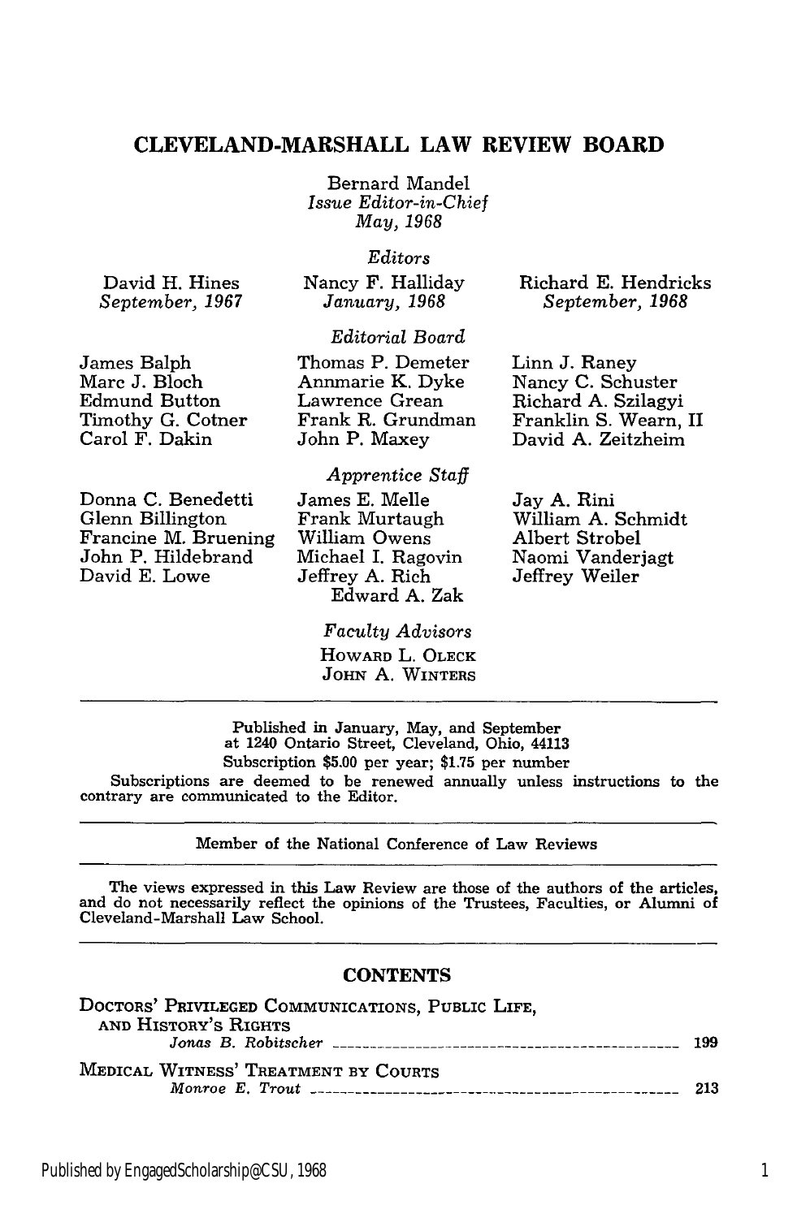# CLEVELAND-MARSHALL LAW REVIEW BOARD

Bernard Mandel
*Issue Editor-in-Chief*
*May, 1968*

*Editors*

David H. Hines
*September, 1967*

Nancy F. Halliday
*January, 1968*

Richard E. Hendricks
*September, 1968*

*Editorial Board*

James Balph
Marc J. Bloch
Edmund Button
Timothy G. Cotner
Carol F. Dakin
Thomas P. Demeter
Annmarie K. Dyke
Lawrence Grean
Frank R. Grundman
John P. Maxey
Linn J. Raney
Nancy C. Schuster
Richard A. Szilagyi
Franklin S. Wearn, II
David A. Zeitzheim

*Apprentice Staff*

Donna C. Benedetti
Glenn Billington
Francine M. Bruening
John P. Hildebrand
David E. Lowe
James E. Melle
Frank Murtaugh
William Owens
Michael I. Ragovin
Jeffrey A. Rich
Edward A. Zak
Jay A. Rini
William A. Schmidt
Albert Strobel
Naomi Vanderjagt
Jeffrey Weiler

*Faculty Advisors*

Howard L. Oleck
John A. Winters

---

Published in January, May, and September
at 1240 Ontario Street, Cleveland, Ohio, 44113
Subscription $5.00 per year; $1.75 per number

Subscriptions are deemed to be renewed annually unless instructions to the contrary are communicated to the Editor.

---

Member of the National Conference of Law Reviews

---

The views expressed in this Law Review are those of the authors of the articles, and do not necessarily reflect the opinions of the Trustees, Faculties, or Alumni of Cleveland-Marshall Law School.

---

## CONTENTS

Doctors' Privileged Communications, Public Life, and History's Rights
*Jonas B. Robitscher* ........ 199

Medical Witness' Treatment by Courts
*Monroe E. Trout* ........ 213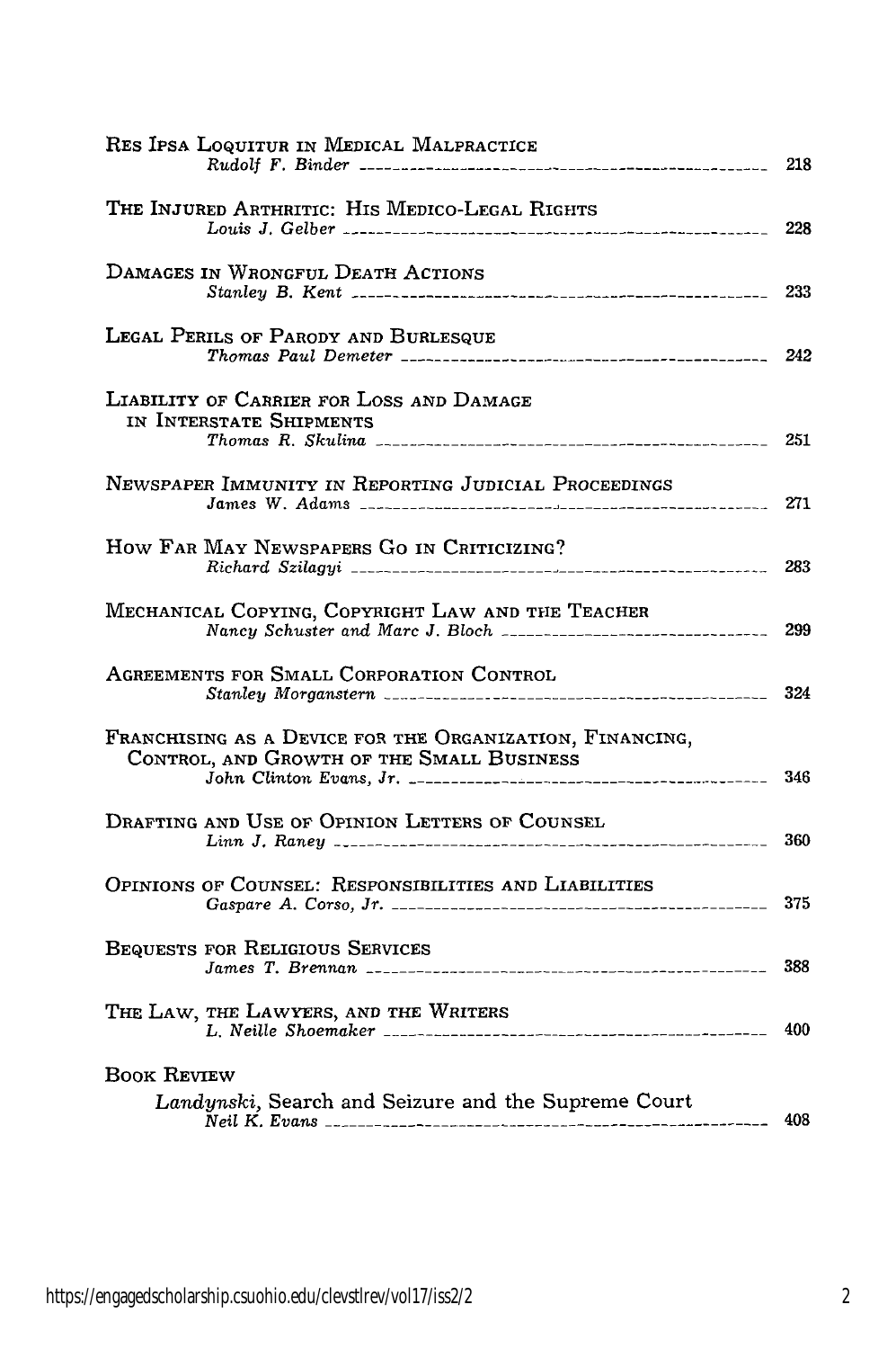Res Ipsa Loquitur in Medical Malpractice
*Rudolf F. Binder* 218

The Injured Arthritic: His Medico-Legal Rights
*Louis J. Gelber* 228

Damages in Wrongful Death Actions
*Stanley B. Kent* 233

Legal Perils of Parody and Burlesque
*Thomas Paul Demeter* 242

Liability of Carrier for Loss and Damage in Interstate Shipments
*Thomas R. Skulina* 251

Newspaper Immunity in Reporting Judicial Proceedings
*James W. Adams* 271

How Far May Newspapers Go in Criticizing?
*Richard Szilagyi* 283

Mechanical Copying, Copyright Law and the Teacher
*Nancy Schuster and Marc J. Bloch* 299

Agreements for Small Corporation Control
*Stanley Morganstern* 324

Franchising as a Device for the Organization, Financing, Control, and Growth of the Small Business
*John Clinton Evans, Jr.* 346

Drafting and Use of Opinion Letters of Counsel
*Linn J. Raney* 360

Opinions of Counsel: Responsibilities and Liabilities
*Gaspare A. Corso, Jr.* 375

Bequests for Religious Services
*James T. Brennan* 388

The Law, the Lawyers, and the Writers
*L. Neille Shoemaker* 400

Book Review

*Landynski*, Search and Seizure and the Supreme Court
*Neil K. Evans* 408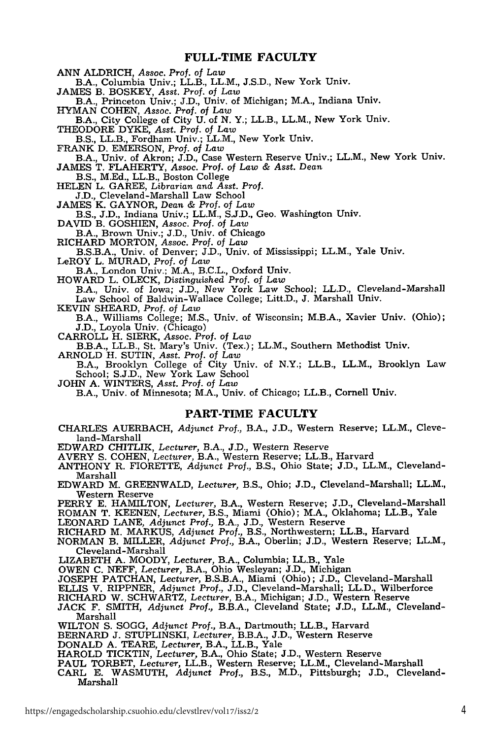## FULL-TIME FACULTY

ANN ALDRICH, *Assoc. Prof. of Law*
B.A., Columbia Univ.; LL.B., LL.M., J.S.D., New York Univ.

JAMES B. BOSKEY, *Asst. Prof. of Law*
B.A., Princeton Univ.; J.D., Univ. of Michigan; M.A., Indiana Univ.

HYMAN COHEN, *Assoc. Prof. of Law*
B.A., City College of City U. of N. Y.; LL.B., LL.M., New York Univ.

THEODORE DYKE, *Asst. Prof. of Law*
B.S., LL.B., Fordham Univ.; LL.M., New York Univ.

FRANK D. EMERSON, *Prof. of Law*
B.A., Univ. of Akron; J.D., Case Western Reserve Univ.; LL.M., New York Univ.

JAMES T. FLAHERTY, *Assoc. Prof. of Law & Asst. Dean*
B.S., M.Ed., LL.B., Boston College

HELEN L. GAREE, *Librarian and Asst. Prof.*
J.D., Cleveland-Marshall Law School

JAMES K. GAYNOR, *Dean & Prof. of Law*
B.S., J.D., Indiana Univ.; LL.M., S.J.D., Geo. Washington Univ.

DAVID B. GOSHIEN, *Assoc. Prof. of Law*
B.A., Brown Univ.; J.D., Univ. of Chicago

RICHARD MORTON, *Assoc. Prof. of Law*
B.S.B.A., Univ. of Denver; J.D., Univ. of Mississippi; LL.M., Yale Univ.

LeROY L. MURAD, *Prof. of Law*
B.A., London Univ.; M.A., B.C.L., Oxford Univ.

HOWARD L. OLECK, *Distinguished Prof. of Law*
B.A., Univ. of Iowa; J.D., New York Law School; LL.D., Cleveland-Marshall Law School of Baldwin-Wallace College; Litt.D., J. Marshall Univ.

KEVIN SHEARD, *Prof. of Law*
B.A., Williams College; M.S., Univ. of Wisconsin; M.B.A., Xavier Univ. (Ohio); J.D., Loyola Univ. (Chicago)

CARROLL H. SIERK, *Assoc. Prof. of Law*
B.B.A., LL.B., St. Mary's Univ. (Tex.); LL.M., Southern Methodist Univ.

ARNOLD H. SUTIN, *Asst. Prof. of Law*
B.A., Brooklyn College of City Univ. of N.Y.; LL.B., LL.M., Brooklyn Law School; S.J.D., New York Law School

JOHN A. WINTERS, *Asst. Prof. of Law*
B.A., Univ. of Minnesota; M.A., Univ. of Chicago; LL.B., Cornell Univ.

## PART-TIME FACULTY

CHARLES AUERBACH, *Adjunct Prof.,* B.A., J.D., Western Reserve; LL.M., Cleveland-Marshall

EDWARD CHITLIK, *Lecturer,* B.A., J.D., Western Reserve

AVERY S. COHEN, *Lecturer,* B.A., Western Reserve; LL.B., Harvard

ANTHONY R. FIORETTE, *Adjunct Prof.,* B.S., Ohio State; J.D., LL.M., Cleveland-Marshall

EDWARD M. GREENWALD, *Lecturer,* B.S., Ohio; J.D., Cleveland-Marshall; LL.M., Western Reserve

PERRY E. HAMILTON, *Lecturer,* B.A., Western Reserve; J.D., Cleveland-Marshall

ROMAN T. KEENEN, *Lecturer,* B.S., Miami (Ohio); M.A., Oklahoma; LL.B., Yale

LEONARD LANE, *Adjunct Prof.,* B.A., J.D., Western Reserve

RICHARD M. MARKUS, *Adjunct Prof.,* B.S., Northwestern; LL.B., Harvard

NORMAN B. MILLER, *Adjunct Prof.,* B.A., Oberlin; J.D., Western Reserve; LL.M., Cleveland-Marshall

LIZABETH A. MOODY, *Lecturer,* B.A., Columbia; LL.B., Yale

OWEN C. NEFF, *Lecturer,* B.A., Ohio Wesleyan; J.D., Michigan

JOSEPH PATCHAN, *Lecturer,* B.S.B.A., Miami (Ohio); J.D., Cleveland-Marshall

ELLIS V. RIPPNER, *Adjunct Prof.,* J.D., Cleveland-Marshall; LL.D., Wilberforce

RICHARD W. SCHWARTZ, *Lecturer,* B.A., Michigan; J.D., Western Reserve

JACK F. SMITH, *Adjunct Prof.,* B.B.A., Cleveland State; J.D., LL.M., Cleveland-Marshall

WILTON S. SOGG, *Adjunct Prof.,* B.A., Dartmouth; LL.B., Harvard

BERNARD J. STUPLINSKI, *Lecturer,* B.B.A., J.D., Western Reserve

DONALD A. TEARE, *Lecturer,* B.A., LL.B., Yale

HAROLD TICKTIN, *Lecturer,* B.A., Ohio State; J.D., Western Reserve

PAUL TORBET, *Lecturer,* LL.B., Western Reserve; LL.M., Cleveland-Marshall

CARL E. WASMUTH, *Adjunct Prof.,* B.S., M.D., Pittsburgh; J.D., Cleveland-Marshall